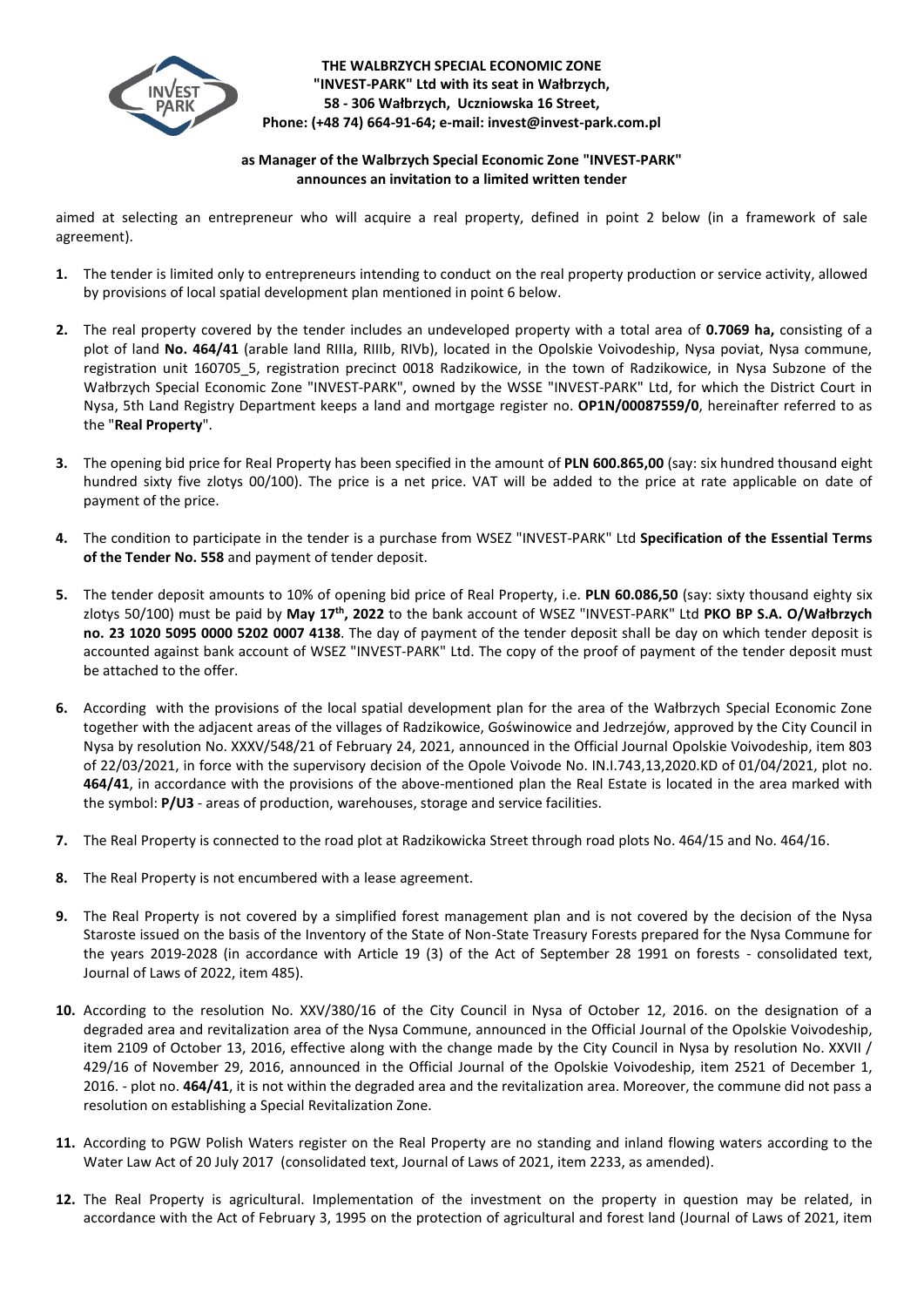**THE WALBRZYCH SPECIAL ECONOMIC ZONE "INVEST-PARK" Ltd with its seat in Wałbrzych, 58 - 306 Wałbrzych, Uczniowska 16 Street, Phone: (+48 74) 664-91-64; e-mail: invest@invest-park.com.pl**

**as Manager of the Walbrzych Special Economic Zone "INVEST-PARK" announces an invitation to a limited written tender**

aimed at selecting an entrepreneur who will acquire a real property, defined in point 2 below (in a framework of sale agreement).

1. The tender is limited only to entrepreneurs intending to conduct on the real property production or service activity, allowed by provisions of local spatial development plan mentioned in point 6 below.

2. The real property covered by the tender includes an undeveloped property with a total area of **0.7069 ha,** consisting of a plot of land **No. 464/41** (arable land RIIIa, RIIIb, RIVb), located in the Opolskie Voivodeship, Nysa poviat, Nysa commune, registration unit 160705_5, registration precinct 0018 Radzikowice, in the town of Radzikowice, in Nysa Subzone of the Wałbrzych Special Economic Zone "INVEST-PARK", owned by the WSSE "INVEST-PARK" Ltd, for which the District Court in Nysa, 5th Land Registry Department keeps a land and mortgage register no. **OP1N/00087559/0**, hereinafter referred to as the "**Real Property**".

3. The opening bid price for Real Property has been specified in the amount of **PLN 600.865,00** (say: six hundred thousand eight hundred sixty five zlotys 00/100). The price is a net price. VAT will be added to the price at rate applicable on date of payment of the price.

4. The condition to participate in the tender is a purchase from WSEZ "INVEST-PARK" Ltd **Specification of the Essential Terms of the Tender No. 558** and payment of tender deposit.

5. The tender deposit amounts to 10% of opening bid price of Real Property, i.e. **PLN 60.086,50** (say: sixty thousand eighty six zlotys 50/100) must be paid by **May 17th, 2022** to the bank account of WSEZ "INVEST-PARK" Ltd **PKO BP S.A. O/Wałbrzych no. 23 1020 5095 0000 5202 0007 4138**. The day of payment of the tender deposit shall be day on which tender deposit is accounted against bank account of WSEZ "INVEST-PARK" Ltd. The copy of the proof of payment of the tender deposit must be attached to the offer.

6. According with the provisions of the local spatial development plan for the area of the Wałbrzych Special Economic Zone together with the adjacent areas of the villages of Radzikowice, Goświnowice and Jedrzejów, approved by the City Council in Nysa by resolution No. XXXV/548/21 of February 24, 2021, announced in the Official Journal Opolskie Voivodeship, item 803 of 22/03/2021, in force with the supervisory decision of the Opole Voivode No. IN.I.743,13,2020.KD of 01/04/2021, plot no. **464/41**, in accordance with the provisions of the above-mentioned plan the Real Estate is located in the area marked with the symbol: **P/U3** - areas of production, warehouses, storage and service facilities.

7. The Real Property is connected to the road plot at Radzikowicka Street through road plots No. 464/15 and No. 464/16.

8. The Real Property is not encumbered with a lease agreement.

9. The Real Property is not covered by a simplified forest management plan and is not covered by the decision of the Nysa Staroste issued on the basis of the Inventory of the State of Non-State Treasury Forests prepared for the Nysa Commune for the years 2019-2028 (in accordance with Article 19 (3) of the Act of September 28 1991 on forests - consolidated text, Journal of Laws of 2022, item 485).

10. According to the resolution No. XXV/380/16 of the City Council in Nysa of October 12, 2016. on the designation of a degraded area and revitalization area of the Nysa Commune, announced in the Official Journal of the Opolskie Voivodeship, item 2109 of October 13, 2016, effective along with the change made by the City Council in Nysa by resolution No. XXVII / 429/16 of November 29, 2016, announced in the Official Journal of the Opolskie Voivodeship, item 2521 of December 1, 2016. - plot no. **464/41**, it is not within the degraded area and the revitalization area. Moreover, the commune did not pass a resolution on establishing a Special Revitalization Zone.

11. According to PGW Polish Waters register on the Real Property are no standing and inland flowing waters according to the Water Law Act of 20 July 2017 (consolidated text, Journal of Laws of 2021, item 2233, as amended).

12. The Real Property is agricultural. Implementation of the investment on the property in question may be related, in accordance with the Act of February 3, 1995 on the protection of agricultural and forest land (Journal of Laws of 2021, item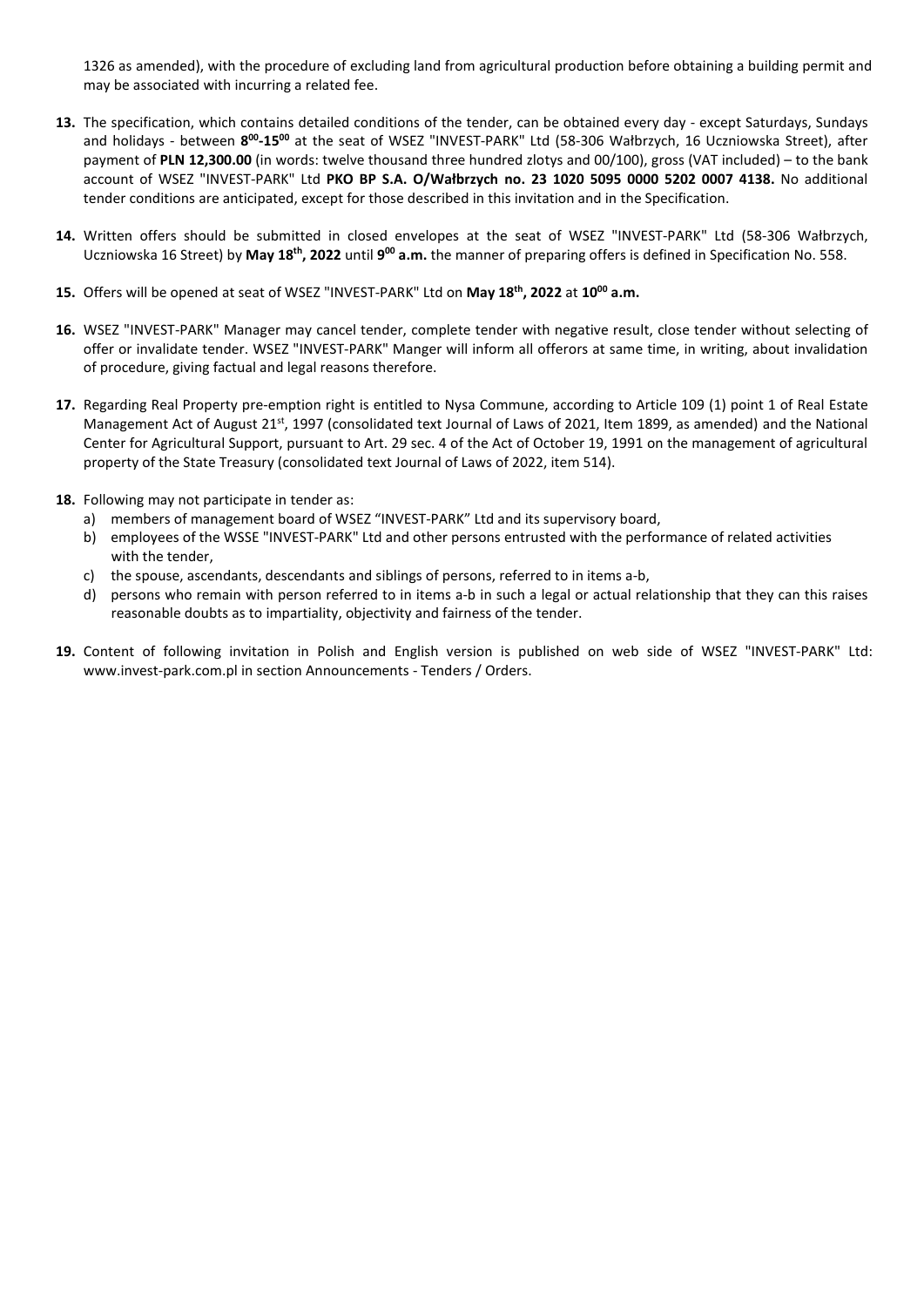1326 as amended), with the procedure of excluding land from agricultural production before obtaining a building permit and may be associated with incurring a related fee.

**13.** The specification, which contains detailed conditions of the tender, can be obtained every day - except Saturdays, Sundays and holidays - between **8[00]-15[00]** at the seat of WSEZ "INVEST-PARK" Ltd (58-306 Wałbrzych, 16 Uczniowska Street), after payment of **PLN 12,300.00** (in words: twelve thousand three hundred zlotys and 00/100), gross (VAT included) – to the bank account of WSEZ "INVEST-PARK" Ltd **PKO BP S.A. O/Wałbrzych no. 23 1020 5095 0000 5202 0007 4138.** No additional tender conditions are anticipated, except for those described in this invitation and in the Specification.

**14.** Written offers should be submitted in closed envelopes at the seat of WSEZ "INVEST-PARK" Ltd (58-306 Wałbrzych, Uczniowska 16 Street) by **May 18th, 2022** until **9[00] a.m.** the manner of preparing offers is defined in Specification No. 558.

**15.** Offers will be opened at seat of WSEZ "INVEST-PARK" Ltd on **May 18th, 2022** at **10[00] a.m.**

**16.** WSEZ "INVEST-PARK" Manager may cancel tender, complete tender with negative result, close tender without selecting of offer or invalidate tender. WSEZ "INVEST-PARK" Manger will inform all offerors at same time, in writing, about invalidation of procedure, giving factual and legal reasons therefore.

**17.** Regarding Real Property pre-emption right is entitled to Nysa Commune, according to Article 109 (1) point 1 of Real Estate Management Act of August 21st, 1997 (consolidated text Journal of Laws of 2021, Item 1899, as amended) and the National Center for Agricultural Support, pursuant to Art. 29 sec. 4 of the Act of October 19, 1991 on the management of agricultural property of the State Treasury (consolidated text Journal of Laws of 2022, item 514).

**18.** Following may not participate in tender as:

a) members of management board of WSEZ "INVEST-PARK" Ltd and its supervisory board,
b) employees of the WSSE "INVEST-PARK" Ltd and other persons entrusted with the performance of related activities with the tender,
c) the spouse, ascendants, descendants and siblings of persons, referred to in items a-b,
d) persons who remain with person referred to in items a-b in such a legal or actual relationship that they can this raises reasonable doubts as to impartiality, objectivity and fairness of the tender.

**19.** Content of following invitation in Polish and English version is published on web side of WSEZ "INVEST-PARK" Ltd: www.invest-park.com.pl in section Announcements - Tenders / Orders.